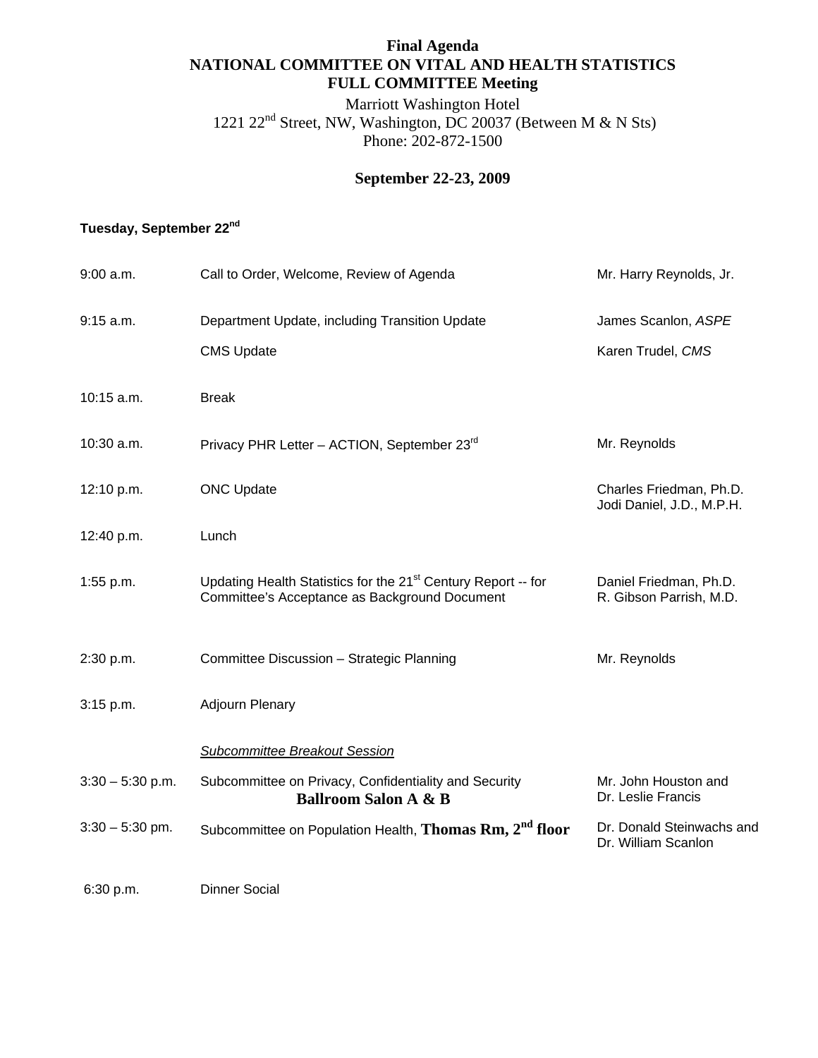# Final Agenda
# NATIONAL COMMITTEE ON VITAL AND HEALTH STATISTICS
# FULL COMMITTEE Meeting

Marriott Washington Hotel
1221 22nd Street, NW, Washington, DC 20037 (Between M & N Sts)
Phone: 202-872-1500

## September 22-23, 2009

### Tuesday, September 22nd

| Time | Agenda Item | Presenter |
|---|---|---|
| 9:00 a.m. | Call to Order, Welcome, Review of Agenda | Mr. Harry Reynolds, Jr. |
| 9:15 a.m. | Department Update, including Transition Update | James Scanlon, *ASPE* |
| | CMS Update | Karen Trudel, *CMS* |
| 10:15 a.m. | Break | |
| 10:30 a.m. | Privacy PHR Letter – ACTION, September 23rd | Mr. Reynolds |
| 12:10 p.m. | ONC Update | Charles Friedman, Ph.D.<br>Jodi Daniel, J.D., M.P.H. |
| 12:40 p.m. | Lunch | |
| 1:55 p.m. | Updating Health Statistics for the 21st Century Report -- for Committee's Acceptance as Background Document | Daniel Friedman, Ph.D.<br>R. Gibson Parrish, M.D. |
| 2:30 p.m. | Committee Discussion – Strategic Planning | Mr. Reynolds |
| 3:15 p.m. | Adjourn Plenary | |
| | *Subcommittee Breakout Session* | |
| 3:30 – 5:30 p.m. | Subcommittee on Privacy, Confidentiality and Security **Ballroom Salon A & B** | Mr. John Houston and Dr. Leslie Francis |
| 3:30 – 5:30 pm. | Subcommittee on Population Health, **Thomas Rm, 2nd floor** | Dr. Donald Steinwachs and Dr. William Scanlon |
| 6:30 p.m. | Dinner Social | |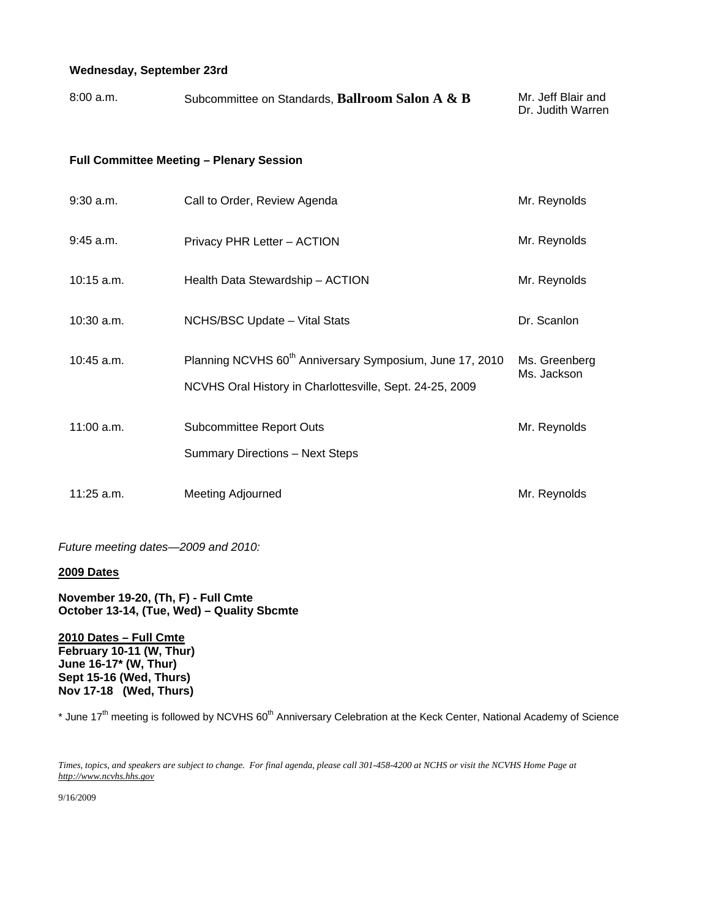**Wednesday, September 23rd**

| | | |
|---|---|---|
| 8:00 a.m. | Subcommittee on Standards, **Ballroom Salon A & B** | Mr. Jeff Blair and Dr. Judith Warren |

**Full Committee Meeting – Plenary Session**

| | | |
|---|---|---|
| 9:30 a.m. | Call to Order, Review Agenda | Mr. Reynolds |
| 9:45 a.m. | Privacy PHR Letter – ACTION | Mr. Reynolds |
| 10:15 a.m. | Health Data Stewardship – ACTION | Mr. Reynolds |
| 10:30 a.m. | NCHS/BSC Update – Vital Stats | Dr. Scanlon |
| 10:45 a.m. | Planning NCVHS 60th Anniversary Symposium, June 17, 2010<br>NCVHS Oral History in Charlottesville, Sept. 24-25, 2009 | Ms. Greenberg<br>Ms. Jackson |
| 11:00 a.m. | Subcommittee Report Outs<br>Summary Directions – Next Steps | Mr. Reynolds |
| 11:25 a.m. | Meeting Adjourned | Mr. Reynolds |

*Future meeting dates—2009 and 2010:*

**2009 Dates**

**November 19-20, (Th, F) - Full Cmte**
**October 13-14, (Tue, Wed) – Quality Sbcmte**

**2010 Dates – Full Cmte**
**February 10-11 (W, Thur)**
**June 16-17* (W, Thur)**
**Sept 15-16 (Wed, Thurs)**
**Nov 17-18 (Wed, Thurs)**

* June 17th meeting is followed by NCVHS 60th Anniversary Celebration at the Keck Center, National Academy of Science

*Times, topics, and speakers are subject to change. For final agenda, please call 301-458-4200 at NCHS or visit the NCVHS Home Page at http://www.ncvhs.hhs.gov*

9/16/2009